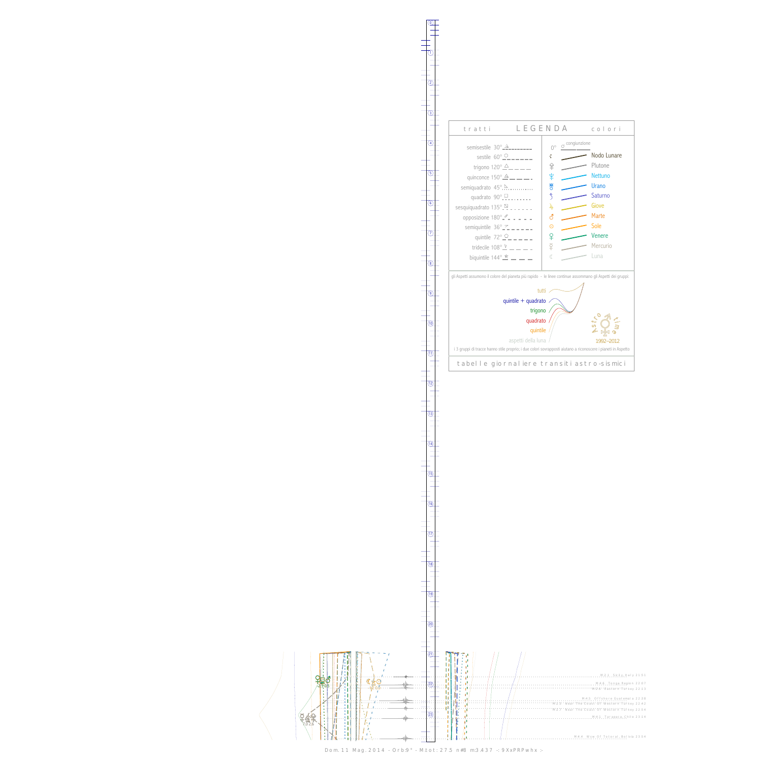## LEGENDA

**tratti**

- semisestile 30°
- sestile 60°
- trigono 120°
- quinconce 150°
- semiquadrato 45°
- quadrato 90°
- sesquiquadrato 135°
- opposizione 180°
- semiquintile 36°
- quintile 72°
- tridecile 108°
- biquintile 144°

**colori**

- 0° congiunzione
- Nodo Lunare
- Plutone
- Nettuno
- Urano
- Saturno
- Giove
- Marte
- Sole
- Venere
- Mercurio
- Luna

gli Aspetti assumono il colore del pianeta più rapido - le linee continue assommano gli Aspetti dei gruppi:

- tutti
- quintile + quadrato
- trigono
- quadrato
- quintile
- aspetti della luna

Astro time 1992–2012

i 3 gruppi di tracce hanno stile proprio; i due colori sovrapposti aiutano a riconoscere i pianeti in Aspetto

tabelle giornaliere transiti astro-sismici

- M 3.1 Sicily, Italy 21:51
- M 4.6 Tonga Region 22:07
- M 2.8 Eastern Turkey 22:13
- M 4.5 Offshore Guatemala 22:38
- M 2.5 Near The Coast Of Western Turkey 22:42
- M 2.7 Near The Coast Of Western Turkey 22:54
- M 4.1 Tarapaca, Chile 23:14
- M 4.4 Wsw Of Totoral, Bolivia 23:54

Dom. 11 Mag. 2014 - Orb:9° - M.tot: 27.5 n#8 m:3.437 -: 9XxPRPwhx :-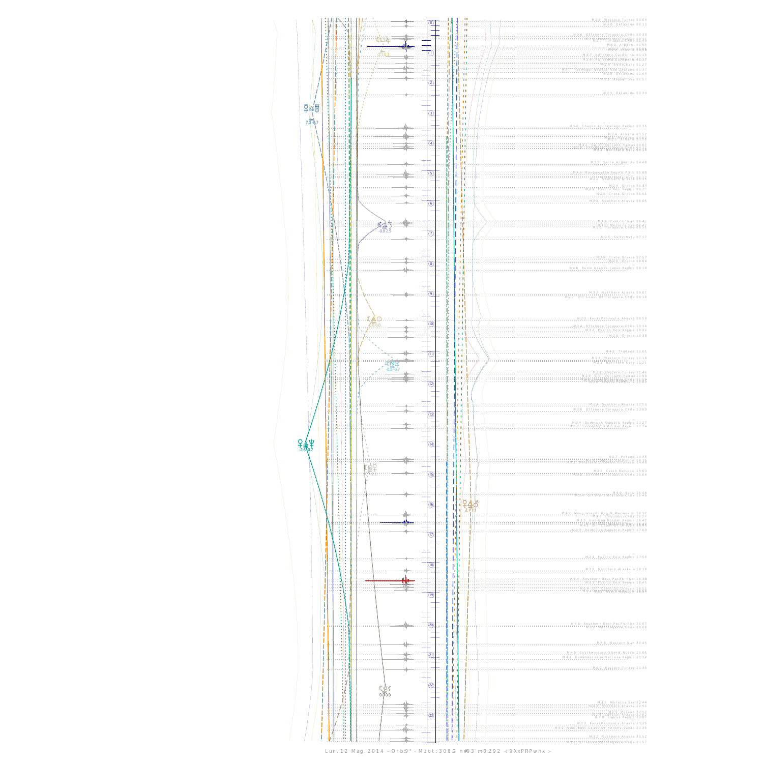M 2.5 Western Turkey 00:04
M 3.0 Oklahoma 00:13
M 3.0 Offshore Tarapaca Chile 00:33
M 5.0 Albania 00:54
M 3.7 Northern California 01:14
M 2.0 Sicily Italy 01:27
M 4.2 Kermadec Islands New Zealand 01:37
M 2.5 Oklahoma 01:45
M 2.8 Aegean Sea 01:57
M 2.5 Oklahoma 02:30
M 5.0 Chagos Archipelago Region 03:36
M 2.4 Albania 03:52
M 3.5 Salta Argentina 04:48
M 4.9 Bougainville Region P.N.G. 05:09
M 2.4 Greece 05:34
M 2.9 Puerto Rico Region 05:35
M 2.5 Crete Greece 05:51
M 3.4 Southern Alaska 06:05
M 4.2 Central Iran 06:45
M 2.8 Tarapaca Chile 06:51
M 2.5 Sicily Italy 07:17
M 2.5 Crete Greece 07:57
M 4.6 Bonin Islands Japan Region 08:19
M 3.2 Northern Alaska 09:07
M 3.2 Off Coast Of Tarapaca Chile 09:10
M 2.5 Kenai Peninsula Alaska 09:59
M 3.4 Offshore Tarapaca Chile 10:14
M 2.8 Greece 10:33
M 4.2 Thailand 11:05
M 2.8 Western Turkey 11:18
M 2.1 Northern Italy 11:21
M 3.4 Southern Alaska 12:50
M 3.6 Offshore Tarapaca Chile 13:00
M 3.4 Dominican Republic Region 13:27
M 2.7 Poland 14:35
M 2.3 Czech Republic 15:03
M 3.4 Offshore Atacama Chile 15:46
M 4.9 Mayo Islands Reg N Mariana Is 16:27
M 3.3 Dominican Republic Region 17:00
M 2.4 Puerto Rico Region 17:54
M 3.8 Northern Alaska 18:18
M 4.4 Southern East Pacific Rise 18:38
M 4.8 Southern East Pacific Rise 20:07
M 3.8 Western Iran 20:45
M 4.0 Southwestern Siberia Russia 21:05
M 4.1 Komandorskiye Ostrova Region 21:14
M 3.0 Eastern Turkey 21:35
M 4.5 Molucca Sea 22:44
M 2.8 Kenai Peninsula Alaska 23:25
M 5.1 Near East Coast Of Honshu Japan 23:35
M 3.2 Northern Alaska 23:52
M 3.1 Offshore Antofagasta Chile 23:57

Lun. 12 Mag. 2014 - Orb:9° - M.tot: 306.2 n#93 m:3.292 -: 9XxPRPwhx :-